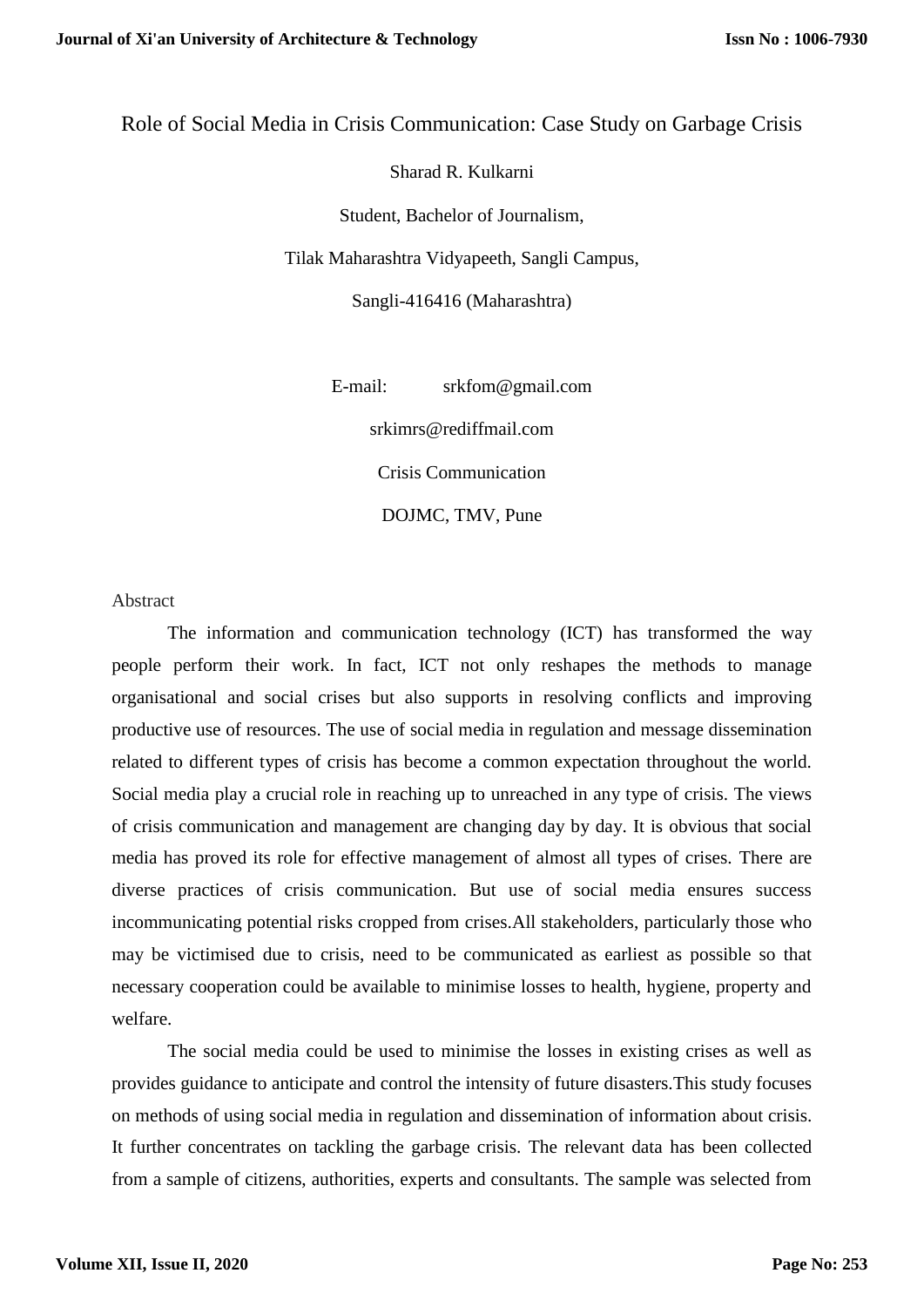# Role of Social Media in Crisis Communication: Case Study on Garbage Crisis

Sharad R. Kulkarni

Student, Bachelor of Journalism,

Tilak Maharashtra Vidyapeeth, Sangli Campus,

Sangli-416416 (Maharashtra)

E-mail: srkfom@gmail.com

srkimrs@rediffmail.com

Crisis Communication

DOJMC, TMV, Pune

## Abstract

The information and communication technology (ICT) has transformed the way people perform their work. In fact, ICT not only reshapes the methods to manage organisational and social crises but also supports in resolving conflicts and improving productive use of resources. The use of social media in regulation and message dissemination related to different types of crisis has become a common expectation throughout the world. Social media play a crucial role in reaching up to unreached in any type of crisis. The views of crisis communication and management are changing day by day. It is obvious that social media has proved its role for effective management of almost all types of crises. There are diverse practices of crisis communication. But use of social media ensures success incommunicating potential risks cropped from crises.All stakeholders, particularly those who may be victimised due to crisis, need to be communicated as earliest as possible so that necessary cooperation could be available to minimise losses to health, hygiene, property and welfare.

The social media could be used to minimise the losses in existing crises as well as provides guidance to anticipate and control the intensity of future disasters.This study focuses on methods of using social media in regulation and dissemination of information about crisis. It further concentrates on tackling the garbage crisis. The relevant data has been collected from a sample of citizens, authorities, experts and consultants. The sample was selected from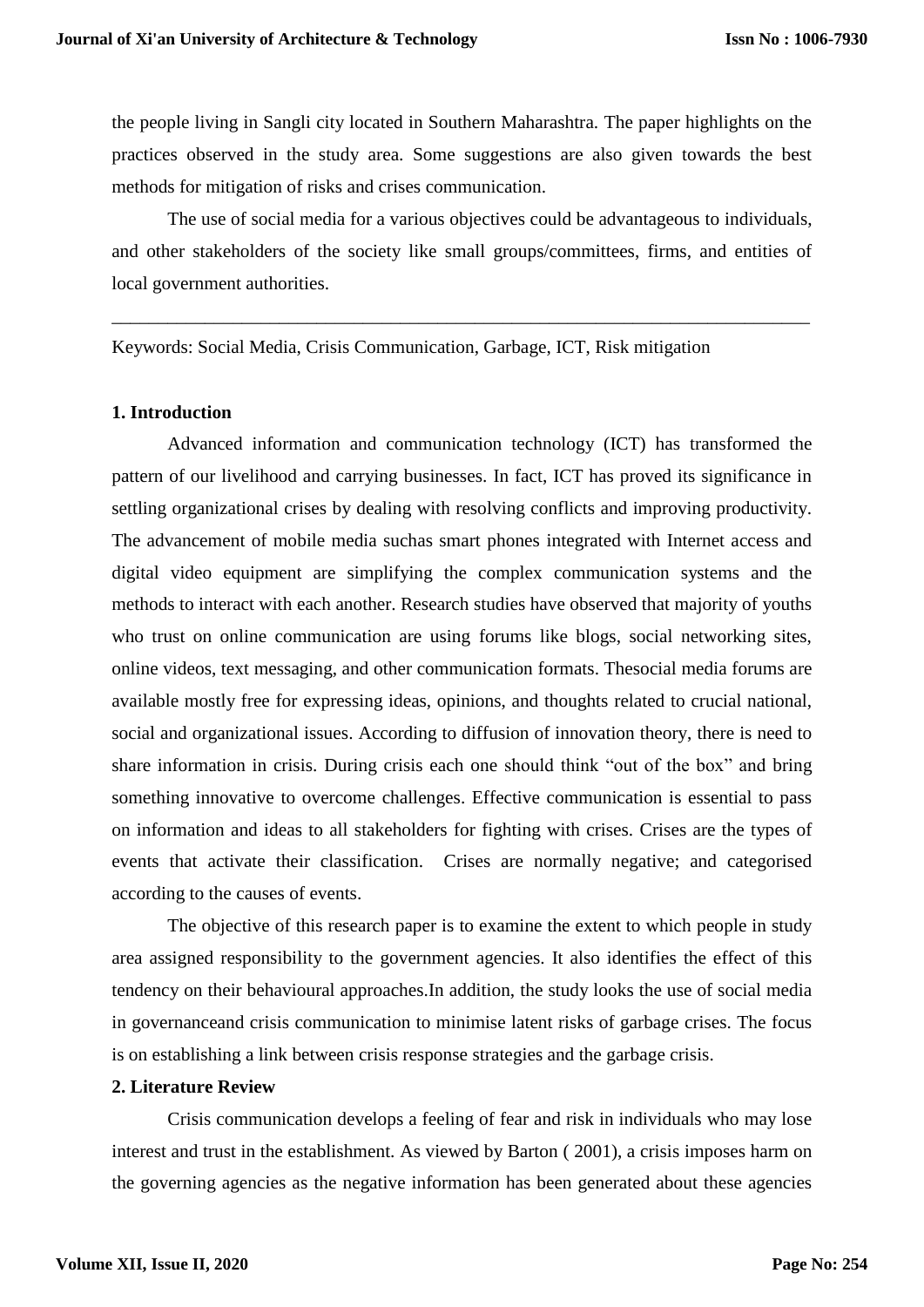the people living in Sangli city located in Southern Maharashtra. The paper highlights on the practices observed in the study area. Some suggestions are also given towards the best methods for mitigation of risks and crises communication.

The use of social media for a various objectives could be advantageous to individuals, and other stakeholders of the society like small groups/committees, firms, and entities of local government authorities.

---

Keywords: Social Media, Crisis Communication, Garbage, ICT, Risk mitigation

## 1. Introduction

Advanced information and communication technology (ICT) has transformed the pattern of our livelihood and carrying businesses. In fact, ICT has proved its significance in settling organizational crises by dealing with resolving conflicts and improving productivity. The advancement of mobile media suchas smart phones integrated with Internet access and digital video equipment are simplifying the complex communication systems and the methods to interact with each another. Research studies have observed that majority of youths who trust on online communication are using forums like blogs, social networking sites, online videos, text messaging, and other communication formats. Thesocial media forums are available mostly free for expressing ideas, opinions, and thoughts related to crucial national, social and organizational issues. According to diffusion of innovation theory, there is need to share information in crisis. During crisis each one should think "out of the box" and bring something innovative to overcome challenges. Effective communication is essential to pass on information and ideas to all stakeholders for fighting with crises. Crises are the types of events that activate their classification. Crises are normally negative; and categorised according to the causes of events.

The objective of this research paper is to examine the extent to which people in study area assigned responsibility to the government agencies. It also identifies the effect of this tendency on their behavioural approaches.In addition, the study looks the use of social media in governanceand crisis communication to minimise latent risks of garbage crises. The focus is on establishing a link between crisis response strategies and the garbage crisis.

## 2. Literature Review

Crisis communication develops a feeling of fear and risk in individuals who may lose interest and trust in the establishment. As viewed by Barton ( 2001), a crisis imposes harm on the governing agencies as the negative information has been generated about these agencies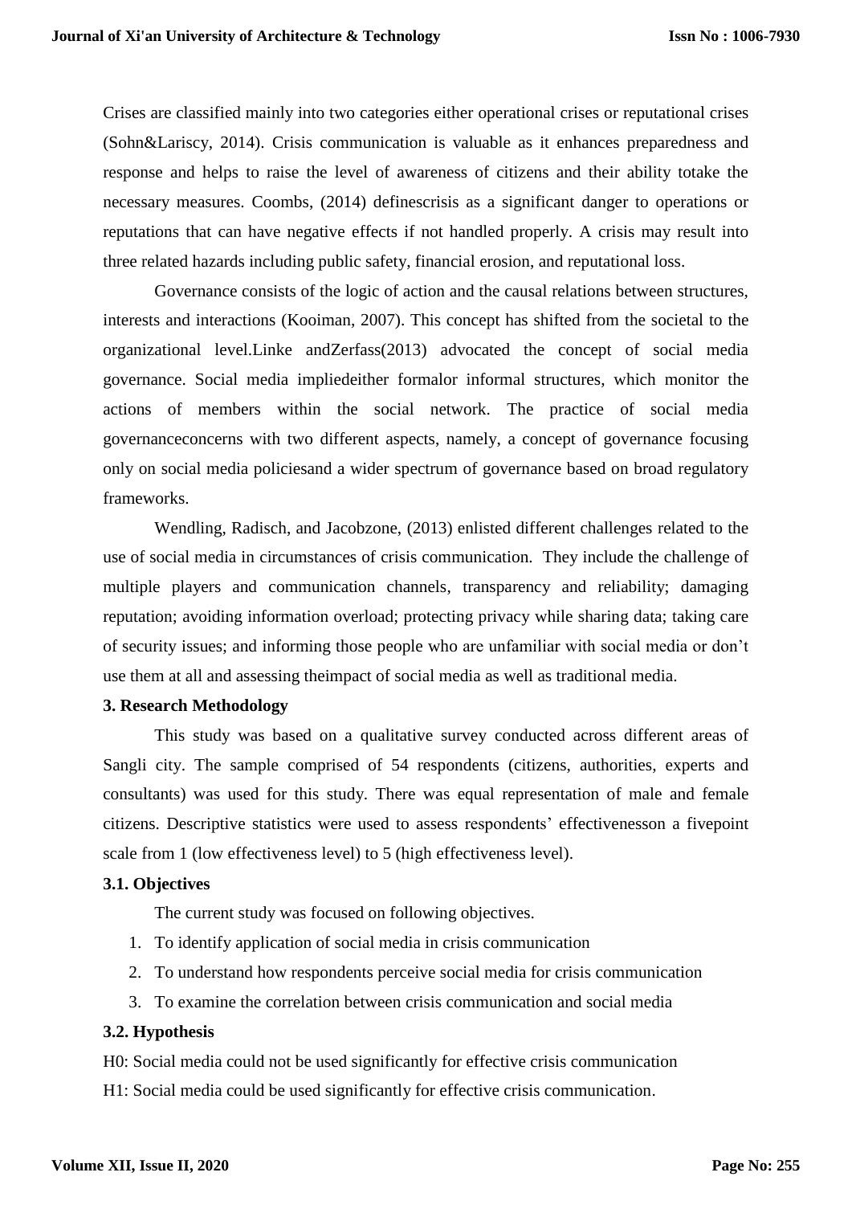Crises are classified mainly into two categories either operational crises or reputational crises (Sohn&Lariscy, 2014). Crisis communication is valuable as it enhances preparedness and response and helps to raise the level of awareness of citizens and their ability totake the necessary measures. Coombs, (2014) definescrisis as a significant danger to operations or reputations that can have negative effects if not handled properly. A crisis may result into three related hazards including public safety, financial erosion, and reputational loss.

Governance consists of the logic of action and the causal relations between structures, interests and interactions (Kooiman, 2007). This concept has shifted from the societal to the organizational level.Linke andZerfass(2013) advocated the concept of social media governance. Social media impliedeither formalor informal structures, which monitor the actions of members within the social network. The practice of social media governanceconcerns with two different aspects, namely, a concept of governance focusing only on social media policiesand a wider spectrum of governance based on broad regulatory frameworks.

Wendling, Radisch, and Jacobzone, (2013) enlisted different challenges related to the use of social media in circumstances of crisis communication. They include the challenge of multiple players and communication channels, transparency and reliability; damaging reputation; avoiding information overload; protecting privacy while sharing data; taking care of security issues; and informing those people who are unfamiliar with social media or don't use them at all and assessing theimpact of social media as well as traditional media.

### 3. Research Methodology

This study was based on a qualitative survey conducted across different areas of Sangli city. The sample comprised of 54 respondents (citizens, authorities, experts and consultants) was used for this study. There was equal representation of male and female citizens. Descriptive statistics were used to assess respondents' effectivenesson a fivepoint scale from 1 (low effectiveness level) to 5 (high effectiveness level).

#### 3.1. Objectives

The current study was focused on following objectives.

1. To identify application of social media in crisis communication
2. To understand how respondents perceive social media for crisis communication
3. To examine the correlation between crisis communication and social media

#### 3.2. Hypothesis

H0: Social media could not be used significantly for effective crisis communication

H1: Social media could be used significantly for effective crisis communication.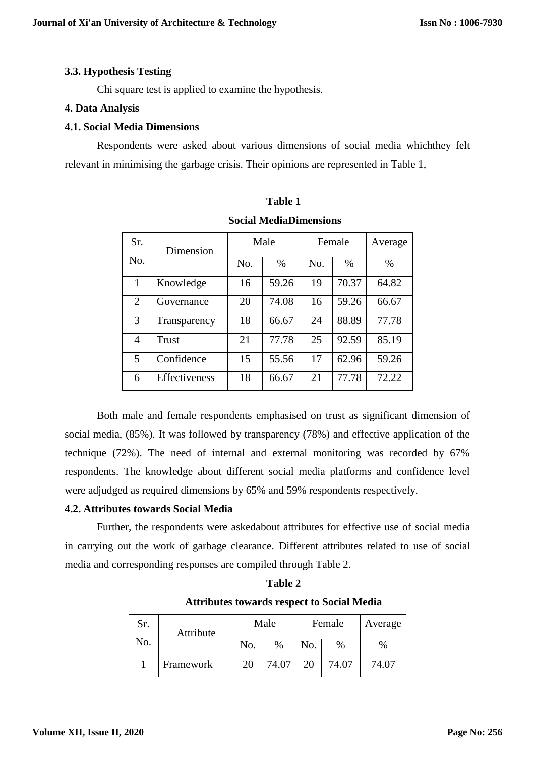### 3.3. Hypothesis Testing

Chi square test is applied to examine the hypothesis.

## 4. Data Analysis

### 4.1. Social Media Dimensions

Respondents were asked about various dimensions of social media whichthey felt relevant in minimising the garbage crisis. Their opinions are represented in Table 1,

**Table 1**

**Social MediaDimensions**

| Sr. No. | Dimension | Male | | Female | | Average |
|---|---|---|---|---|---|---|
| | | No. | % | No. | % | % |
| 1 | Knowledge | 16 | 59.26 | 19 | 70.37 | 64.82 |
| 2 | Governance | 20 | 74.08 | 16 | 59.26 | 66.67 |
| 3 | Transparency | 18 | 66.67 | 24 | 88.89 | 77.78 |
| 4 | Trust | 21 | 77.78 | 25 | 92.59 | 85.19 |
| 5 | Confidence | 15 | 55.56 | 17 | 62.96 | 59.26 |
| 6 | Effectiveness | 18 | 66.67 | 21 | 77.78 | 72.22 |

Both male and female respondents emphasised on trust as significant dimension of social media, (85%). It was followed by transparency (78%) and effective application of the technique (72%). The need of internal and external monitoring was recorded by 67% respondents. The knowledge about different social media platforms and confidence level were adjudged as required dimensions by 65% and 59% respondents respectively.

### 4.2. Attributes towards Social Media

Further, the respondents were askedabout attributes for effective use of social media in carrying out the work of garbage clearance. Different attributes related to use of social media and corresponding responses are compiled through Table 2.

**Table 2**

**Attributes towards respect to Social Media**

| Sr. No. | Attribute | Male | | Female | | Average |
|---|---|---|---|---|---|---|
| | | No. | % | No. | % | % |
| 1 | Framework | 20 | 74.07 | 20 | 74.07 | 74.07 |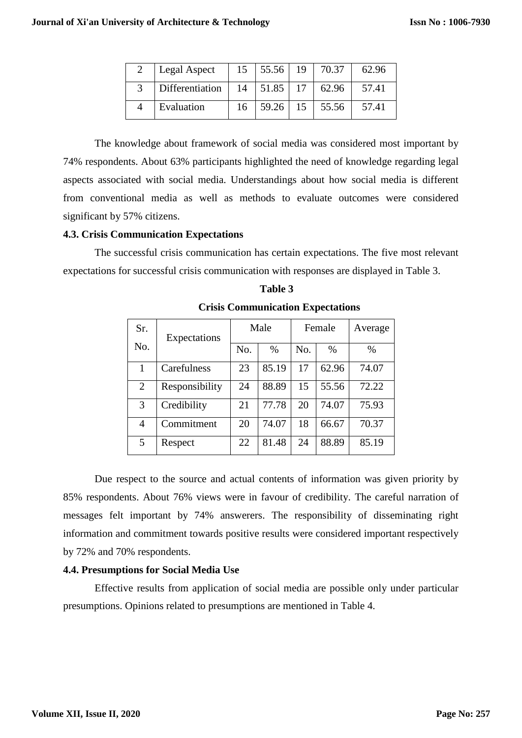| 2 | Legal Aspect | 15 | 55.56 | 19 | 70.37 | 62.96 |
|---|---|---|---|---|---|---|
| 3 | Differentiation | 14 | 51.85 | 17 | 62.96 | 57.41 |
| 4 | Evaluation | 16 | 59.26 | 15 | 55.56 | 57.41 |

The knowledge about framework of social media was considered most important by 74% respondents. About 63% participants highlighted the need of knowledge regarding legal aspects associated with social media. Understandings about how social media is different from conventional media as well as methods to evaluate outcomes were considered significant by 57% citizens.

### 4.3. Crisis Communication Expectations

The successful crisis communication has certain expectations. The five most relevant expectations for successful crisis communication with responses are displayed in Table 3.

**Table 3**

**Crisis Communication Expectations**

| Sr. No. | Expectations | Male | | Female | | Average |
|---|---|---|---|---|---|---|
| | | No. | % | No. | % | % |
| 1 | Carefulness | 23 | 85.19 | 17 | 62.96 | 74.07 |
| 2 | Responsibility | 24 | 88.89 | 15 | 55.56 | 72.22 |
| 3 | Credibility | 21 | 77.78 | 20 | 74.07 | 75.93 |
| 4 | Commitment | 20 | 74.07 | 18 | 66.67 | 70.37 |
| 5 | Respect | 22 | 81.48 | 24 | 88.89 | 85.19 |

Due respect to the source and actual contents of information was given priority by 85% respondents. About 76% views were in favour of credibility. The careful narration of messages felt important by 74% answerers. The responsibility of disseminating right information and commitment towards positive results were considered important respectively by 72% and 70% respondents.

### 4.4. Presumptions for Social Media Use

Effective results from application of social media are possible only under particular presumptions. Opinions related to presumptions are mentioned in Table 4.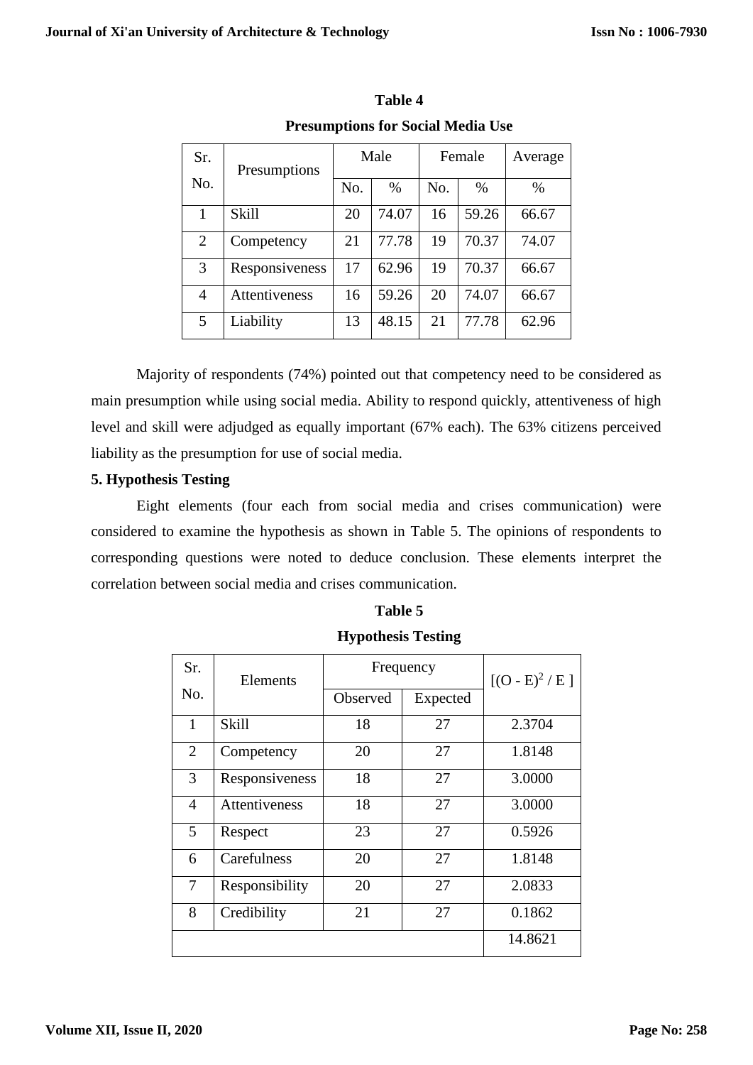**Table 4**

**Presumptions for Social Media Use**

| Sr. No. | Presumptions | Male | | Female | | Average |
|---|---|---|---|---|---|---|
| | | No. | % | No. | % | % |
| 1 | Skill | 20 | 74.07 | 16 | 59.26 | 66.67 |
| 2 | Competency | 21 | 77.78 | 19 | 70.37 | 74.07 |
| 3 | Responsiveness | 17 | 62.96 | 19 | 70.37 | 66.67 |
| 4 | Attentiveness | 16 | 59.26 | 20 | 74.07 | 66.67 |
| 5 | Liability | 13 | 48.15 | 21 | 77.78 | 62.96 |

Majority of respondents (74%) pointed out that competency need to be considered as main presumption while using social media. Ability to respond quickly, attentiveness of high level and skill were adjudged as equally important (67% each). The 63% citizens perceived liability as the presumption for use of social media.

**5. Hypothesis Testing**

Eight elements (four each from social media and crises communication) were considered to examine the hypothesis as shown in Table 5. The opinions of respondents to corresponding questions were noted to deduce conclusion. These elements interpret the correlation between social media and crises communication.

**Table 5**

**Hypothesis Testing**

| Sr. No. | Elements | Frequency | | $[(O - E)^2 / E]$ |
|---|---|---|---|---|
| | | Observed | Expected | |
| 1 | Skill | 18 | 27 | 2.3704 |
| 2 | Competency | 20 | 27 | 1.8148 |
| 3 | Responsiveness | 18 | 27 | 3.0000 |
| 4 | Attentiveness | 18 | 27 | 3.0000 |
| 5 | Respect | 23 | 27 | 0.5926 |
| 6 | Carefulness | 20 | 27 | 1.8148 |
| 7 | Responsibility | 20 | 27 | 2.0833 |
| 8 | Credibility | 21 | 27 | 0.1862 |
| | | | | 14.8621 |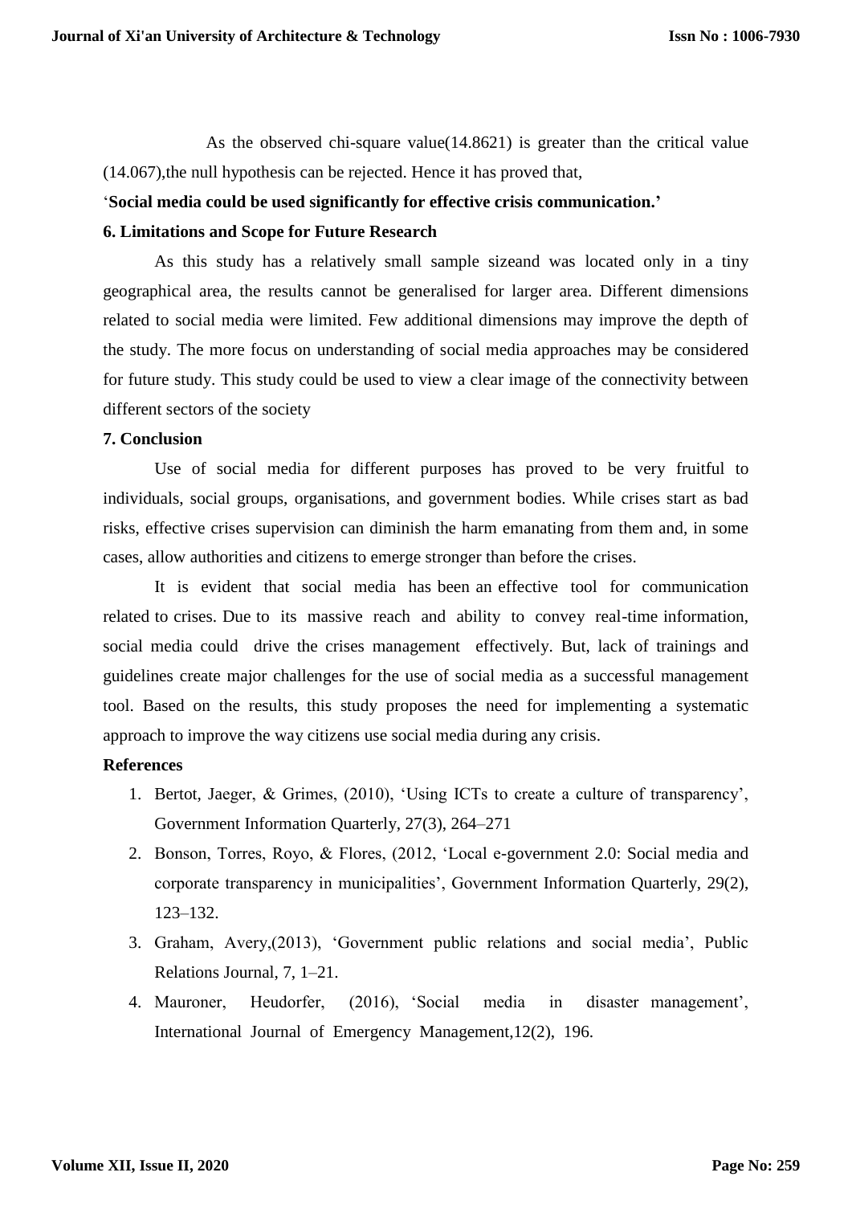As the observed chi-square value(14.8621) is greater than the critical value (14.067),the null hypothesis can be rejected. Hence it has proved that,

'**Social media could be used significantly for effective crisis communication.'**

## 6. Limitations and Scope for Future Research

As this study has a relatively small sample sizeand was located only in a tiny geographical area, the results cannot be generalised for larger area. Different dimensions related to social media were limited. Few additional dimensions may improve the depth of the study. The more focus on understanding of social media approaches may be considered for future study. This study could be used to view a clear image of the connectivity between different sectors of the society

## 7. Conclusion

Use of social media for different purposes has proved to be very fruitful to individuals, social groups, organisations, and government bodies. While crises start as bad risks, effective crises supervision can diminish the harm emanating from them and, in some cases, allow authorities and citizens to emerge stronger than before the crises.

It is evident that social media has been an effective tool for communication related to crises. Due to its massive reach and ability to convey real-time information, social media could drive the crises management effectively. But, lack of trainings and guidelines create major challenges for the use of social media as a successful management tool. Based on the results, this study proposes the need for implementing a systematic approach to improve the way citizens use social media during any crisis.

## References

1. Bertot, Jaeger, & Grimes, (2010), 'Using ICTs to create a culture of transparency', Government Information Quarterly, 27(3), 264–271
2. Bonson, Torres, Royo, & Flores, (2012, 'Local e-government 2.0: Social media and corporate transparency in municipalities', Government Information Quarterly, 29(2), 123–132.
3. Graham, Avery,(2013), 'Government public relations and social media', Public Relations Journal, 7, 1–21.
4. Mauroner, Heudorfer, (2016), 'Social media in disaster management', International Journal of Emergency Management,12(2), 196.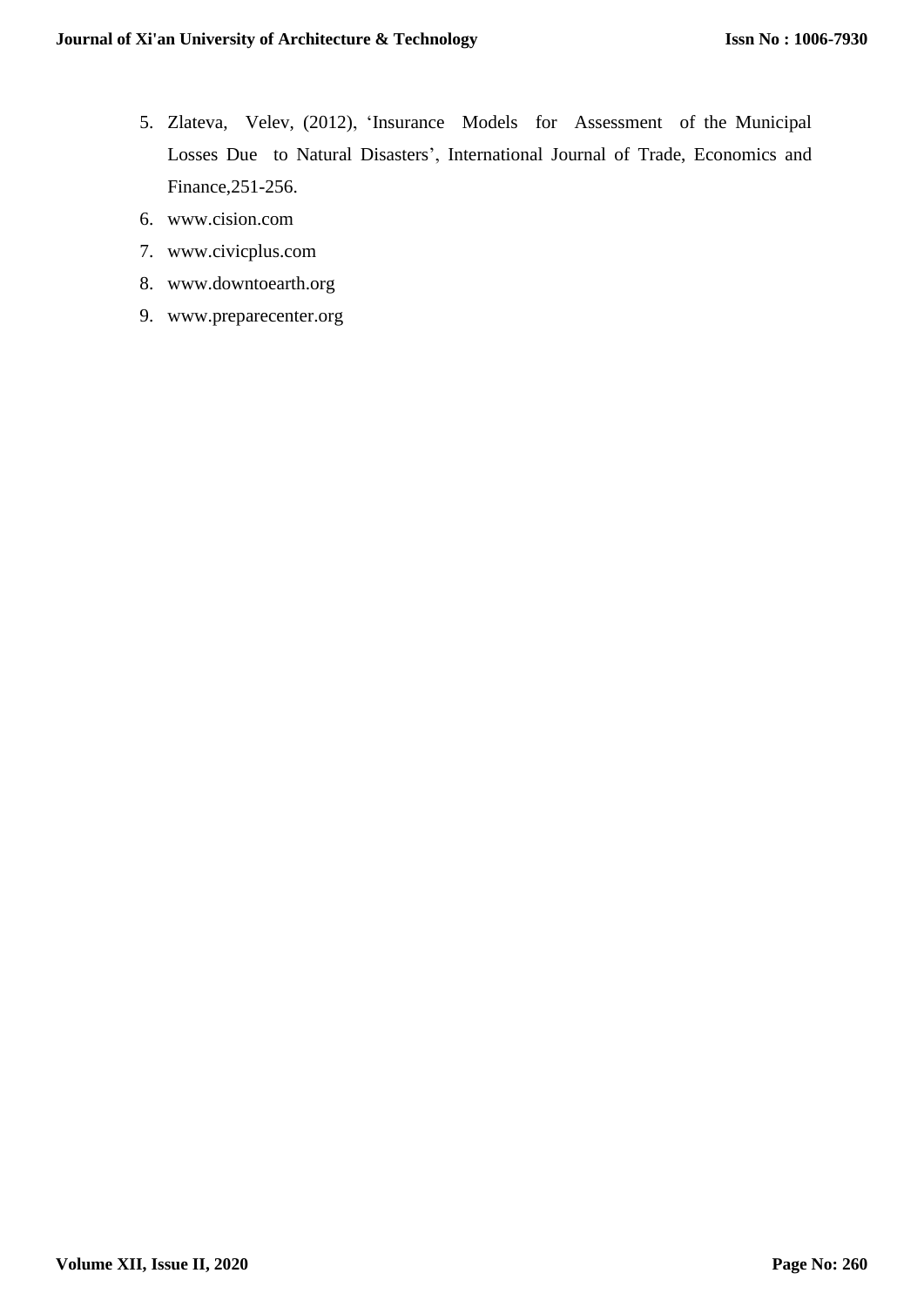5. Zlateva, Velev, (2012), ‘Insurance Models for Assessment of the Municipal Losses Due to Natural Disasters’, International Journal of Trade, Economics and Finance,251-256.
6. www.cision.com
7. www.civicplus.com
8. www.downtoearth.org
9. www.preparecenter.org